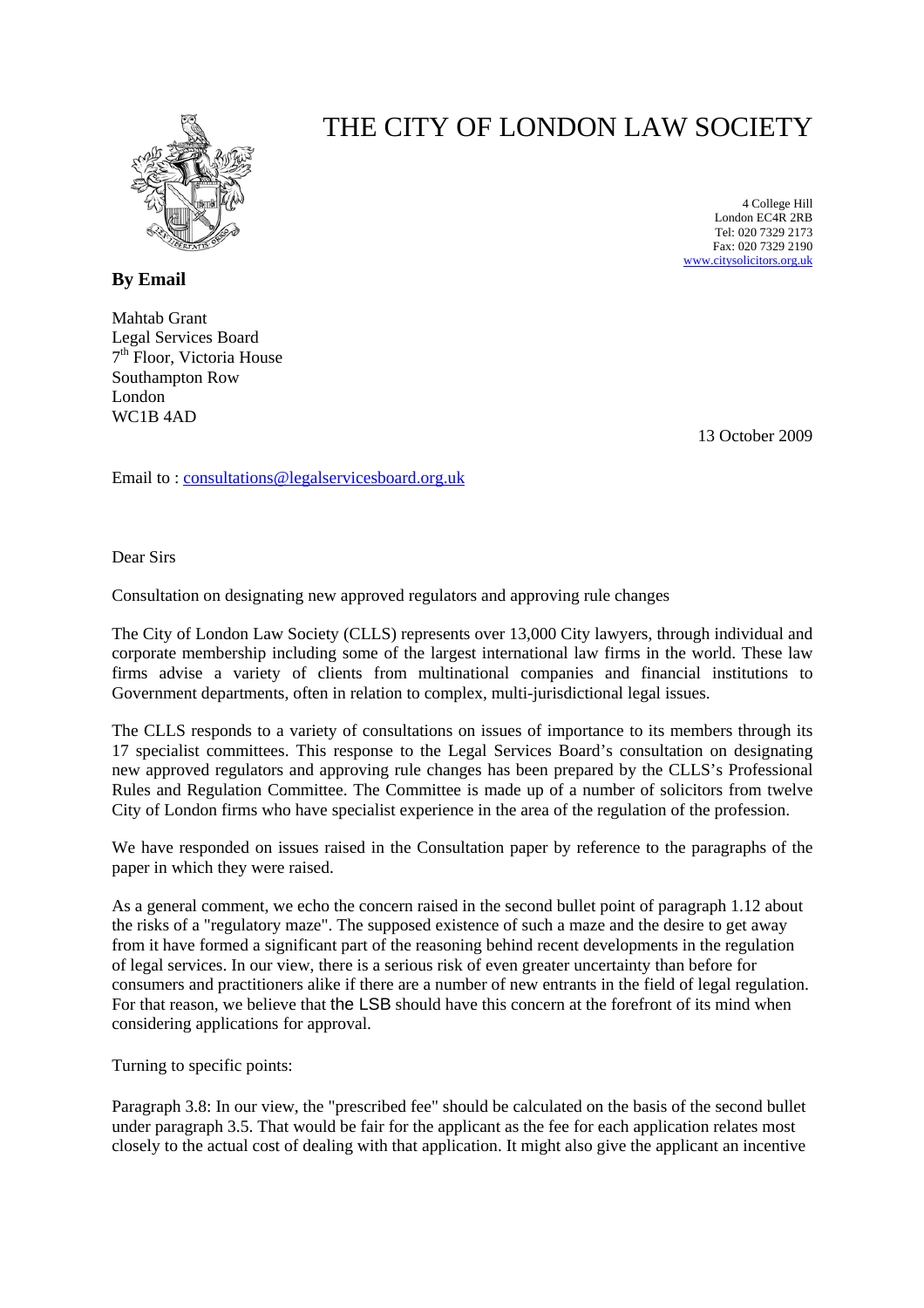# THE CITY OF LONDON LAW SOCIETY

4 College Hill
London EC4R 2RB
Tel: 020 7329 2173
Fax: 020 7329 2190
www.citysolicitors.org.uk

**By Email**

Mahtab Grant
Legal Services Board
7th Floor, Victoria House
Southampton Row
London
WC1B 4AD

13 October 2009

Email to : consultations@legalservicesboard.org.uk

Dear Sirs

Consultation on designating new approved regulators and approving rule changes

The City of London Law Society (CLLS) represents over 13,000 City lawyers, through individual and corporate membership including some of the largest international law firms in the world. These law firms advise a variety of clients from multinational companies and financial institutions to Government departments, often in relation to complex, multi-jurisdictional legal issues.

The CLLS responds to a variety of consultations on issues of importance to its members through its 17 specialist committees. This response to the Legal Services Board's consultation on designating new approved regulators and approving rule changes has been prepared by the CLLS's Professional Rules and Regulation Committee. The Committee is made up of a number of solicitors from twelve City of London firms who have specialist experience in the area of the regulation of the profession.

We have responded on issues raised in the Consultation paper by reference to the paragraphs of the paper in which they were raised.

As a general comment, we echo the concern raised in the second bullet point of paragraph 1.12 about the risks of a "regulatory maze". The supposed existence of such a maze and the desire to get away from it have formed a significant part of the reasoning behind recent developments in the regulation of legal services. In our view, there is a serious risk of even greater uncertainty than before for consumers and practitioners alike if there are a number of new entrants in the field of legal regulation. For that reason, we believe that the LSB should have this concern at the forefront of its mind when considering applications for approval.

Turning to specific points:

Paragraph 3.8: In our view, the "prescribed fee" should be calculated on the basis of the second bullet under paragraph 3.5. That would be fair for the applicant as the fee for each application relates most closely to the actual cost of dealing with that application. It might also give the applicant an incentive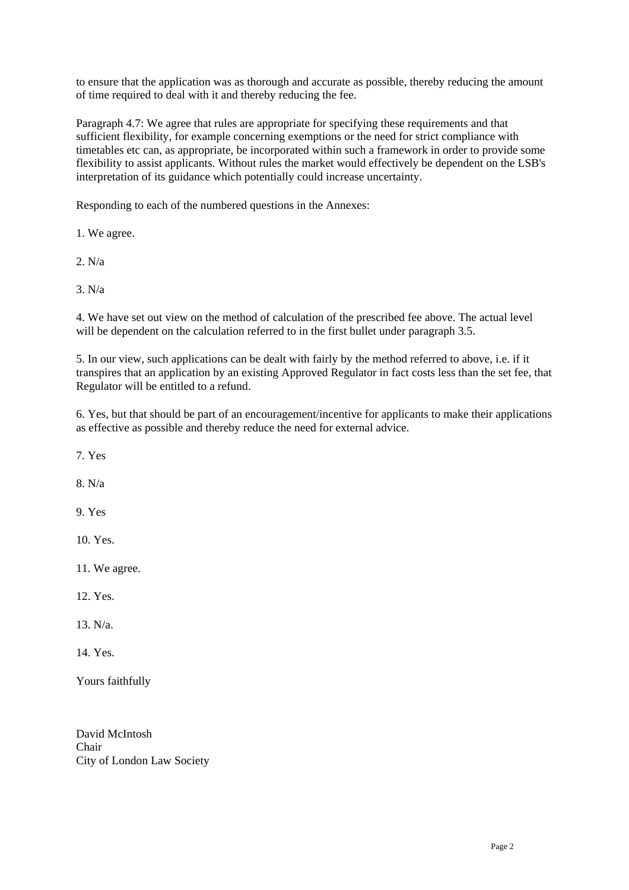to ensure that the application was as thorough and accurate as possible, thereby reducing the amount of time required to deal with it and thereby reducing the fee.

Paragraph 4.7: We agree that rules are appropriate for specifying these requirements and that sufficient flexibility, for example concerning exemptions or the need for strict compliance with timetables etc can, as appropriate, be incorporated within such a framework in order to provide some flexibility to assist applicants. Without rules the market would effectively be dependent on the LSB's interpretation of its guidance which potentially could increase uncertainty.

Responding to each of the numbered questions in the Annexes:

1. We agree.

2. N/a

3. N/a

4. We have set out view on the method of calculation of the prescribed fee above. The actual level will be dependent on the calculation referred to in the first bullet under paragraph 3.5.

5. In our view, such applications can be dealt with fairly by the method referred to above, i.e. if it transpires that an application by an existing Approved Regulator in fact costs less than the set fee, that Regulator will be entitled to a refund.

6. Yes, but that should be part of an encouragement/incentive for applicants to make their applications as effective as possible and thereby reduce the need for external advice.

7. Yes

8. N/a

9. Yes

10. Yes.

11. We agree.

12. Yes.

13. N/a.

14. Yes.

Yours faithfully

David McIntosh
Chair
City of London Law Society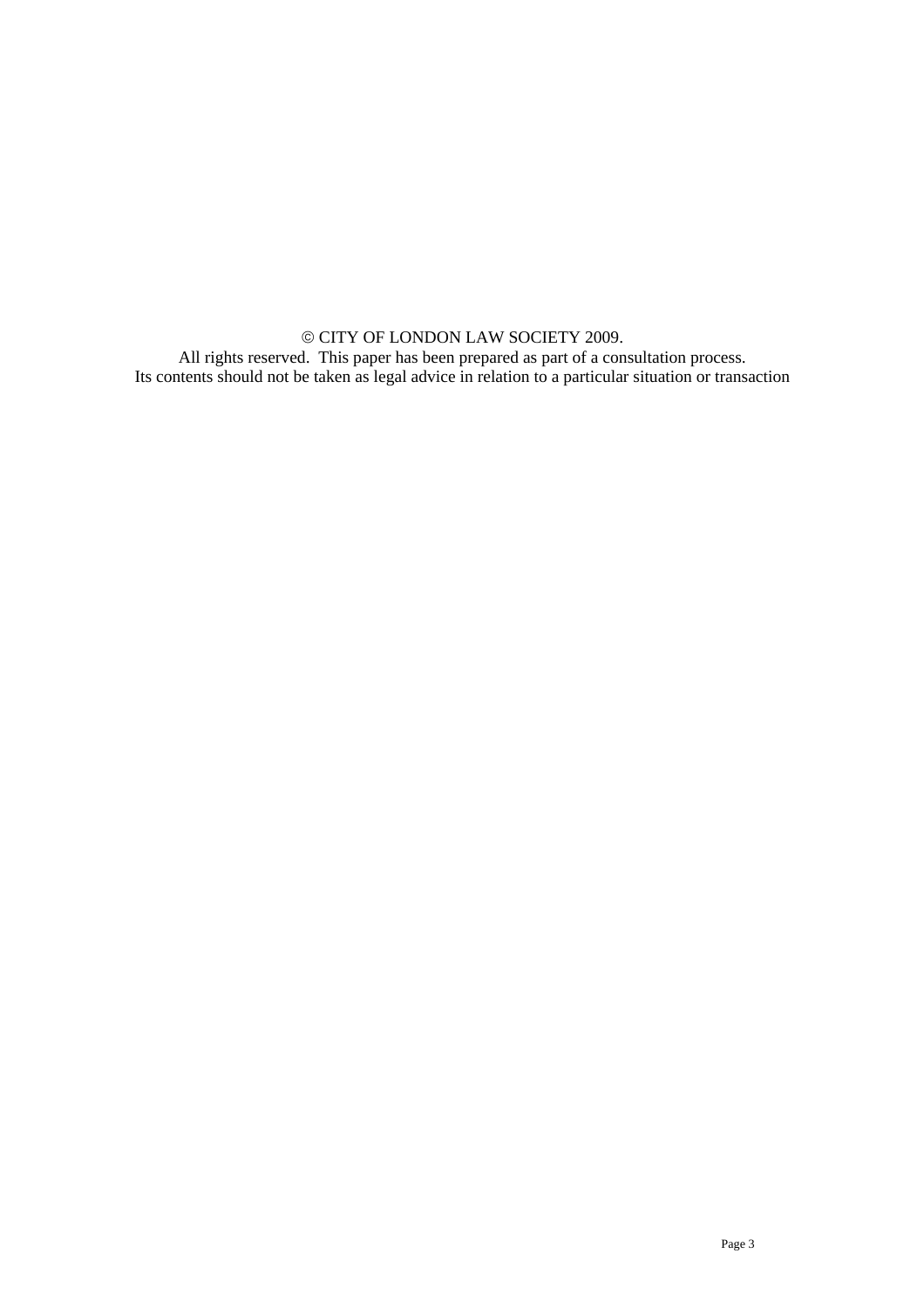© CITY OF LONDON LAW SOCIETY 2009.
All rights reserved. This paper has been prepared as part of a consultation process.
Its contents should not be taken as legal advice in relation to a particular situation or transaction